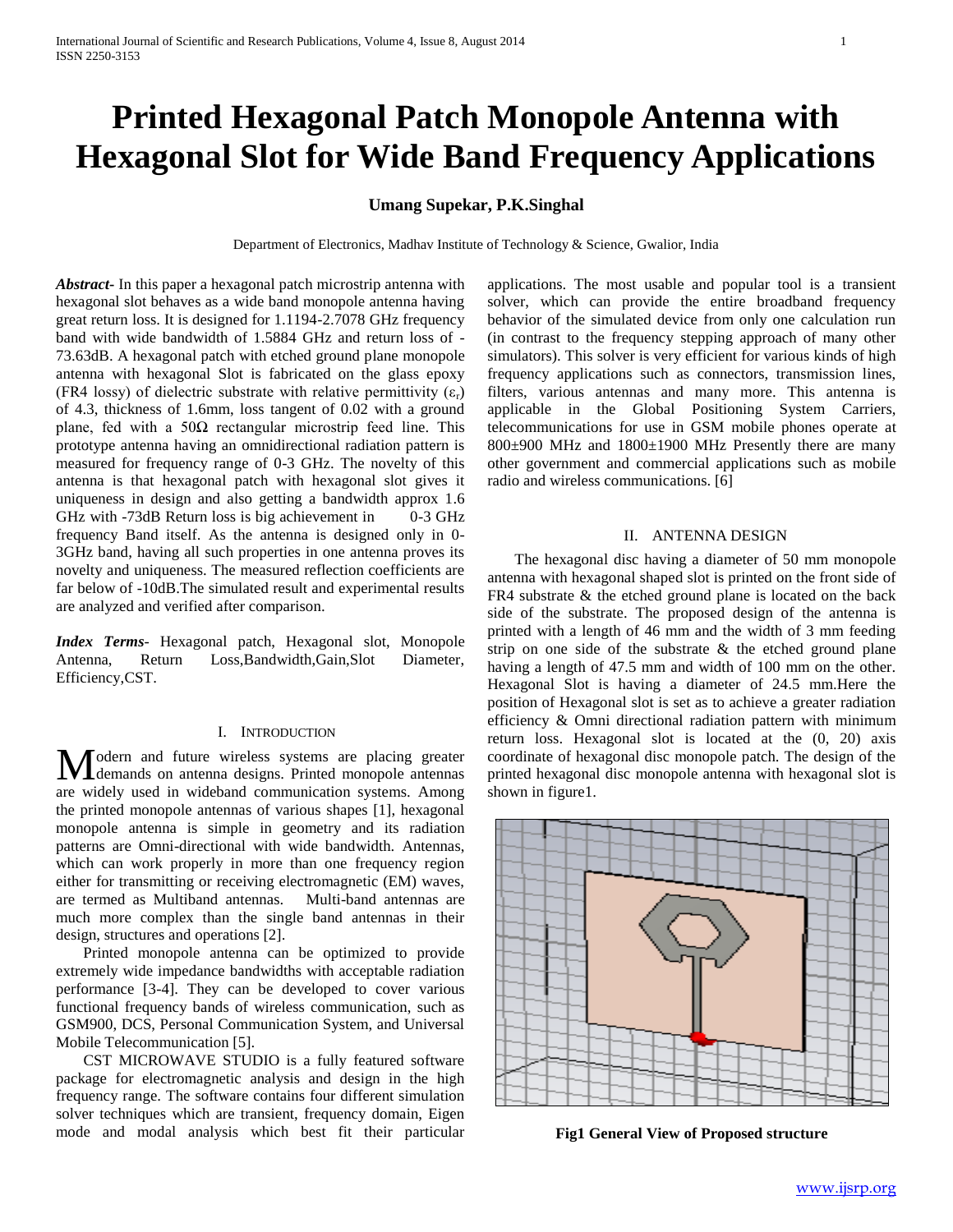# Printed Hexagonal Patch Monopole Antenna with Hexagonal Slot for Wide Band Frequency Applications

**Umang Supekar, P.K.Singhal**

Department of Electronics, Madhav Institute of Technology & Science, Gwalior, India

***Abstract***- In this paper a hexagonal patch microstrip antenna with hexagonal slot behaves as a wide band monopole antenna having great return loss. It is designed for 1.1194-2.7078 GHz frequency band with wide bandwidth of 1.5884 GHz and return loss of -73.63dB. A hexagonal patch with etched ground plane monopole antenna with hexagonal Slot is fabricated on the glass epoxy (FR4 lossy) of dielectric substrate with relative permittivity ($\varepsilon_r$) of 4.3, thickness of 1.6mm, loss tangent of 0.02 with a ground plane, fed with a 50Ω rectangular microstrip feed line. This prototype antenna having an omnidirectional radiation pattern is measured for frequency range of 0-3 GHz. The novelty of this antenna is that hexagonal patch with hexagonal slot gives it uniqueness in design and also getting a bandwidth approx 1.6 GHz with -73dB Return loss is big achievement in 0-3 GHz frequency Band itself. As the antenna is designed only in 0-3GHz band, having all such properties in one antenna proves its novelty and uniqueness. The measured reflection coefficients are far below of -10dB.The simulated result and experimental results are analyzed and verified after comparison.

***Index Terms***- Hexagonal patch, Hexagonal slot, Monopole Antenna, Return Loss,Bandwidth,Gain,Slot Diameter, Efficiency,CST.

## I. Introduction

Modern and future wireless systems are placing greater demands on antenna designs. Printed monopole antennas are widely used in wideband communication systems. Among the printed monopole antennas of various shapes [1], hexagonal monopole antenna is simple in geometry and its radiation patterns are Omni-directional with wide bandwidth. Antennas, which can work properly in more than one frequency region either for transmitting or receiving electromagnetic (EM) waves, are termed as Multiband antennas. Multi-band antennas are much more complex than the single band antennas in their design, structures and operations [2].

Printed monopole antenna can be optimized to provide extremely wide impedance bandwidths with acceptable radiation performance [3-4]. They can be developed to cover various functional frequency bands of wireless communication, such as GSM900, DCS, Personal Communication System, and Universal Mobile Telecommunication [5].

CST MICROWAVE STUDIO is a fully featured software package for electromagnetic analysis and design in the high frequency range. The software contains four different simulation solver techniques which are transient, frequency domain, Eigen mode and modal analysis which best fit their particular applications. The most usable and popular tool is a transient solver, which can provide the entire broadband frequency behavior of the simulated device from only one calculation run (in contrast to the frequency stepping approach of many other simulators). This solver is very efficient for various kinds of high frequency applications such as connectors, transmission lines, filters, various antennas and many more. This antenna is applicable in the Global Positioning System Carriers, telecommunications for use in GSM mobile phones operate at 800±900 MHz and 1800±1900 MHz Presently there are many other government and commercial applications such as mobile radio and wireless communications. [6]

## II. Antenna Design

The hexagonal disc having a diameter of 50 mm monopole antenna with hexagonal shaped slot is printed on the front side of FR4 substrate & the etched ground plane is located on the back side of the substrate. The proposed design of the antenna is printed with a length of 46 mm and the width of 3 mm feeding strip on one side of the substrate & the etched ground plane having a length of 47.5 mm and width of 100 mm on the other. Hexagonal Slot is having a diameter of 24.5 mm.Here the position of Hexagonal slot is set as to achieve a greater radiation efficiency & Omni directional radiation pattern with minimum return loss. Hexagonal slot is located at the (0, 20) axis coordinate of hexagonal disc monopole patch. The design of the printed hexagonal disc monopole antenna with hexagonal slot is shown in figure1.

**Fig1 General View of Proposed structure**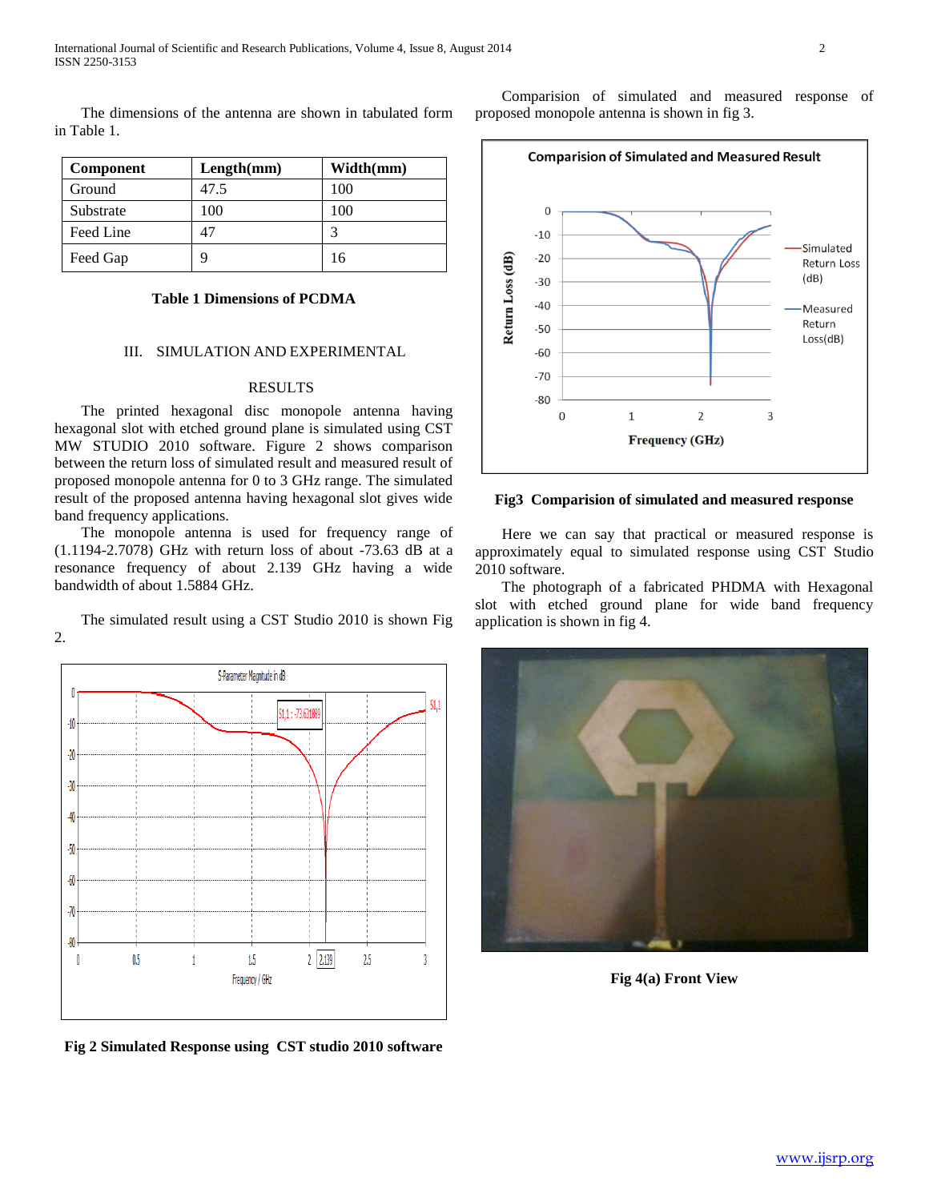The dimensions of the antenna are shown in tabulated form in Table 1.

| Component | Length(mm) | Width(mm) |
|---|---|---|
| Ground | 47.5 | 100 |
| Substrate | 100 | 100 |
| Feed Line | 47 | 3 |
| Feed Gap | 9 | 16 |

**Table 1 Dimensions of PCDMA**

## III. SIMULATION AND EXPERIMENTAL RESULTS

The printed hexagonal disc monopole antenna having hexagonal slot with etched ground plane is simulated using CST MW STUDIO 2010 software. Figure 2 shows comparison between the return loss of simulated result and measured result of proposed monopole antenna for 0 to 3 GHz range. The simulated result of the proposed antenna having hexagonal slot gives wide band frequency applications.

The monopole antenna is used for frequency range of (1.1194-2.7078) GHz with return loss of about -73.63 dB at a resonance frequency of about 2.139 GHz having a wide bandwidth of about 1.5884 GHz.

The simulated result using a CST Studio 2010 is shown Fig 2.

**Fig 2 Simulated Response using CST studio 2010 software**

Comparision of simulated and measured response of proposed monopole antenna is shown in fig 3.

**Fig3 Comparision of simulated and measured response**

Here we can say that practical or measured response is approximately equal to simulated response using CST Studio 2010 software.

The photograph of a fabricated PHDMA with Hexagonal slot with etched ground plane for wide band frequency application is shown in fig 4.

**Fig 4(a) Front View**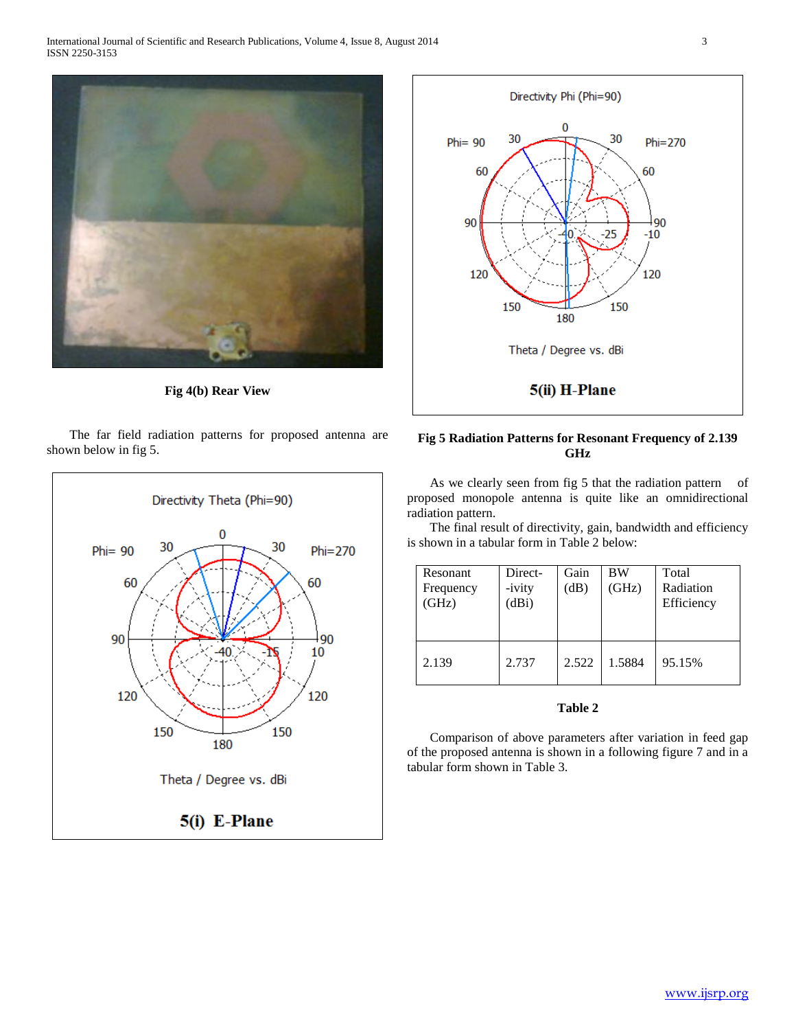Fig 4(b) Rear View

The far field radiation patterns for proposed antenna are shown below in fig 5.

5(i) E-Plane

5(ii) H-Plane

**Fig 5 Radiation Patterns for Resonant Frequency of 2.139 GHz**

As we clearly seen from fig 5 that the radiation pattern of proposed monopole antenna is quite like an omnidirectional radiation pattern.

The final result of directivity, gain, bandwidth and efficiency is shown in a tabular form in Table 2 below:

| Resonant Frequency (GHz) | Direct- -ivity (dBi) | Gain (dB) | BW (GHz) | Total Radiation Efficiency |
|---|---|---|---|---|
| 2.139 | 2.737 | 2.522 | 1.5884 | 95.15% |

**Table 2**

Comparison of above parameters after variation in feed gap of the proposed antenna is shown in a following figure 7 and in a tabular form shown in Table 3.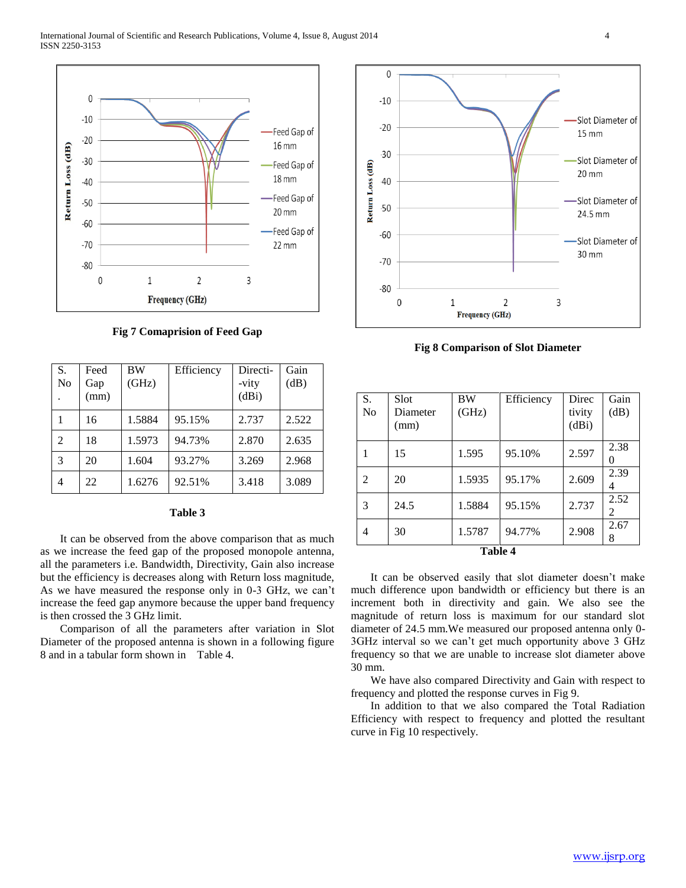Fig 7 Comaprision of Feed Gap

| S. No. | Feed Gap (mm) | BW (GHz) | Efficiency | Directi-vity (dBi) | Gain (dB) |
|---|---|---|---|---|---|
| 1 | 16 | 1.5884 | 95.15% | 2.737 | 2.522 |
| 2 | 18 | 1.5973 | 94.73% | 2.870 | 2.635 |
| 3 | 20 | 1.604 | 93.27% | 3.269 | 2.968 |
| 4 | 22 | 1.6276 | 92.51% | 3.418 | 3.089 |

**Table 3**

It can be observed from the above comparison that as much as we increase the feed gap of the proposed monopole antenna, all the parameters i.e. Bandwidth, Directivity, Gain also increase but the efficiency is decreases along with Return loss magnitude, As we have measured the response only in 0-3 GHz, we can't increase the feed gap anymore because the upper band frequency is then crossed the 3 GHz limit.

Comparison of all the parameters after variation in Slot Diameter of the proposed antenna is shown in a following figure 8 and in a tabular form shown in Table 4.

Fig 8 Comparison of Slot Diameter

| S. No | Slot Diameter (mm) | BW (GHz) | Efficiency | Directivity (dBi) | Gain (dB) |
|---|---|---|---|---|---|
| 1 | 15 | 1.595 | 95.10% | 2.597 | 2.380 |
| 2 | 20 | 1.5935 | 95.17% | 2.609 | 2.394 |
| 3 | 24.5 | 1.5884 | 95.15% | 2.737 | 2.522 |
| 4 | 30 | 1.5787 | 94.77% | 2.908 | 2.678 |

**Table 4**

It can be observed easily that slot diameter doesn't make much difference upon bandwidth or efficiency but there is an increment both in directivity and gain. We also see the magnitude of return loss is maximum for our standard slot diameter of 24.5 mm.We measured our proposed antenna only 0-3GHz interval so we can't get much opportunity above 3 GHz frequency so that we are unable to increase slot diameter above 30 mm.

We have also compared Directivity and Gain with respect to frequency and plotted the response curves in Fig 9.

In addition to that we also compared the Total Radiation Efficiency with respect to frequency and plotted the resultant curve in Fig 10 respectively.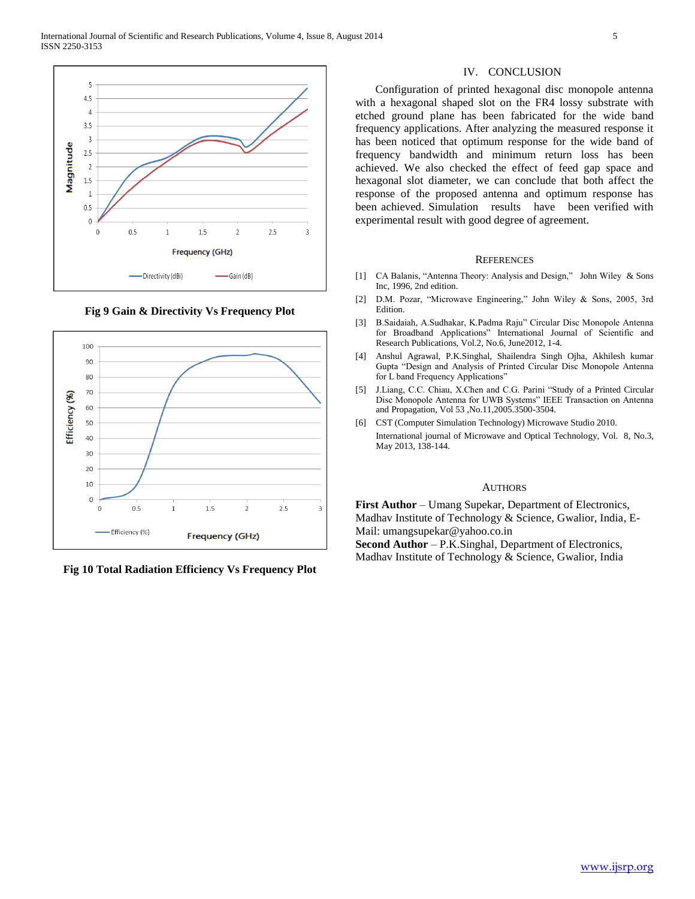5
4.5
4
3.5
3
2.5
2
1.5
1
0.5
0

Magnitude

0 0.5 1 1.5 2 2.5 3

Frequency (GHz)

Directivity (dBi) Gain (dB)

**Fig 9 Gain & Directivity Vs Frequency Plot**

100
90
80
70
60
50
40
30
20
10
0

Efficiency (%)

0 0.5 1 1.5 2 2.5 3

Efficiency (%)

Frequency (GHz)

**Fig 10 Total Radiation Efficiency Vs Frequency Plot**

## IV. CONCLUSION

Configuration of printed hexagonal disc monopole antenna with a hexagonal shaped slot on the FR4 lossy substrate with etched ground plane has been fabricated for the wide band frequency applications. After analyzing the measured response it has been noticed that optimum response for the wide band of frequency bandwidth and minimum return loss has been achieved. We also checked the effect of feed gap space and hexagonal slot diameter, we can conclude that both affect the response of the proposed antenna and optimum response has been achieved. Simulation results have been verified with experimental result with good degree of agreement.

## REFERENCES

[1] CA Balanis, "Antenna Theory: Analysis and Design," John Wiley & Sons Inc, 1996, 2nd edition.

[2] D.M. Pozar, "Microwave Engineering," John Wiley & Sons, 2005, 3rd Edition.

[3] B.Saidaiah, A.Sudhakar, K.Padma Raju" Circular Disc Monopole Antenna for Broadband Applications" International Journal of Scientific and Research Publications, Vol.2, No.6, June2012, 1-4.

[4] Anshul Agrawal, P.K.Singhal, Shailendra Singh Ojha, Akhilesh kumar Gupta "Design and Analysis of Printed Circular Disc Monopole Antenna for L band Frequency Applications"

[5] J.Liang, C.C. Chiau, X.Chen and C.G. Parini "Study of a Printed Circular Disc Monopole Antenna for UWB Systems" IEEE Transaction on Antenna and Propagation, Vol 53 ,No.11,2005.3500-3504.

[6] CST (Computer Simulation Technology) Microwave Studio 2010.

International journal of Microwave and Optical Technology, Vol. 8, No.3, May 2013, 138-144.

## AUTHORS

**First Author** – Umang Supekar, Department of Electronics, Madhav Institute of Technology & Science, Gwalior, India, E-Mail: umangsupekar@yahoo.co.in

**Second Author** – P.K.Singhal, Department of Electronics, Madhav Institute of Technology & Science, Gwalior, India